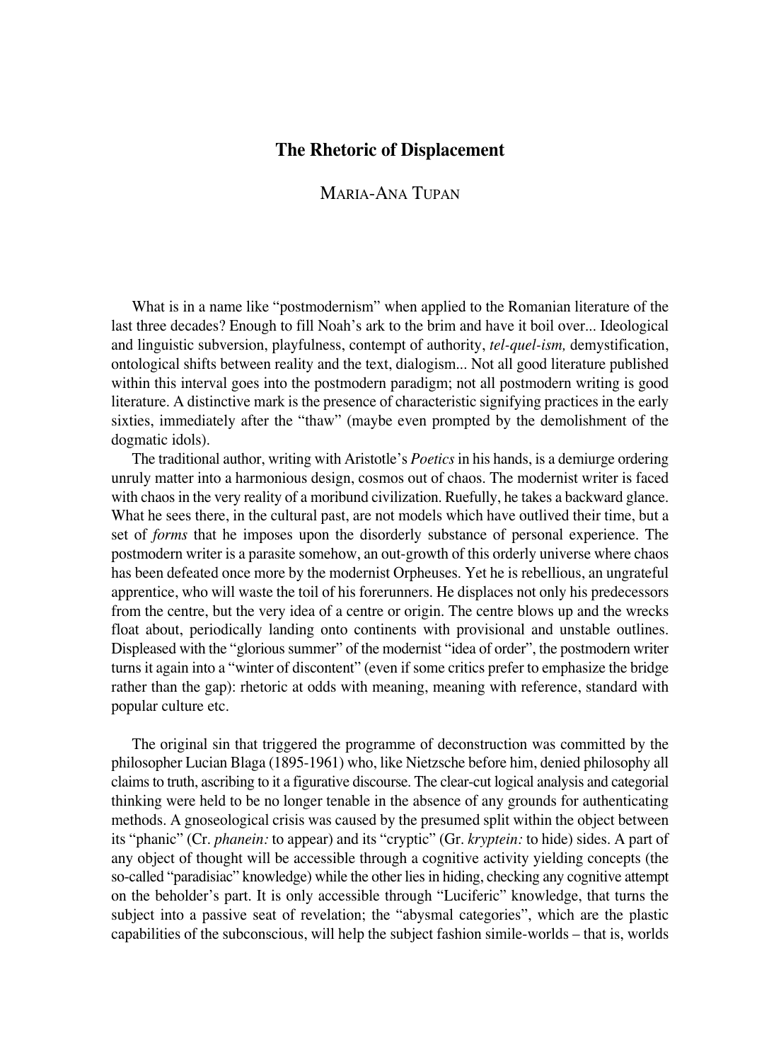# The Rhetoric of Displacement

MARIA-ANA TUPAN

What is in a name like "postmodernism" when applied to the Romanian literature of the last three decades? Enough to fill Noah's ark to the brim and have it boil over... Ideological and linguistic subversion, playfulness, contempt of authority, *tel-quel-ism,* demystification, ontological shifts between reality and the text, dialogism... Not all good literature published within this interval goes into the postmodern paradigm; not all postmodern writing is good literature. A distinctive mark is the presence of characteristic signifying practices in the early sixties, immediately after the "thaw" (maybe even prompted by the demolishment of the dogmatic idols).

The traditional author, writing with Aristotle's *Poetics* in his hands, is a demiurge ordering unruly matter into a harmonious design, cosmos out of chaos. The modernist writer is faced with chaos in the very reality of a moribund civilization. Ruefully, he takes a backward glance. What he sees there, in the cultural past, are not models which have outlived their time, but a set of *forms* that he imposes upon the disorderly substance of personal experience. The postmodern writer is a parasite somehow, an out-growth of this orderly universe where chaos has been defeated once more by the modernist Orpheuses. Yet he is rebellious, an ungrateful apprentice, who will waste the toil of his forerunners. He displaces not only his predecessors from the centre, but the very idea of a centre or origin. The centre blows up and the wrecks float about, periodically landing onto continents with provisional and unstable outlines. Displeased with the "glorious summer" of the modernist "idea of order", the postmodern writer turns it again into a "winter of discontent" (even if some critics prefer to emphasize the bridge rather than the gap): rhetoric at odds with meaning, meaning with reference, standard with popular culture etc.

The original sin that triggered the programme of deconstruction was committed by the philosopher Lucian Blaga (1895-1961) who, like Nietzsche before him, denied philosophy all claims to truth, ascribing to it a figurative discourse. The clear-cut logical analysis and categorial thinking were held to be no longer tenable in the absence of any grounds for authenticating methods. A gnoseological crisis was caused by the presumed split within the object between its "phanic" (Cr. *phanein:* to appear) and its "cryptic" (Gr. *kryptein:* to hide) sides. A part of any object of thought will be accessible through a cognitive activity yielding concepts (the so-called "paradisiac" knowledge) while the other lies in hiding, checking any cognitive attempt on the beholder's part. It is only accessible through "Luciferic" knowledge, that turns the subject into a passive seat of revelation; the "abysmal categories", which are the plastic capabilities of the subconscious, will help the subject fashion simile-worlds – that is, worlds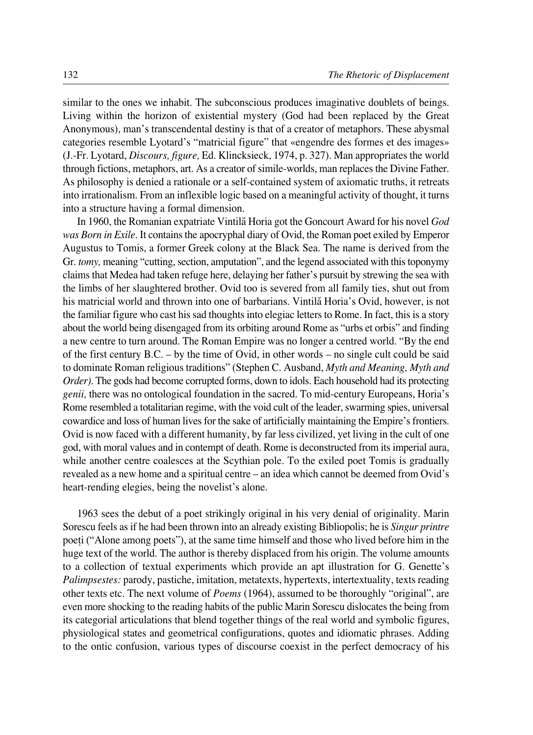similar to the ones we inhabit. The subconscious produces imaginative doublets of beings. Living within the horizon of existential mystery (God had been replaced by the Great Anonymous), man's transcendental destiny is that of a creator of metaphors. These abysmal categories resemble Lyotard's "matricial figure" that «engendre des formes et des images» (J.-Fr. Lyotard, *Discours, figure,* Ed. Klincksieck, 1974, p. 327). Man appropriates the world through fictions, metaphors, art. As a creator of simile-worlds, man replaces the Divine Father. As philosophy is denied a rationale or a self-contained system of axiomatic truths, it retreats into irrationalism. From an inflexible logic based on a meaningful activity of thought, it turns into a structure having a formal dimension.

In 1960, the Romanian expatriate Vintilă Horia got the Goncourt Award for his novel *God was Born in Exile*. It contains the apocryphal diary of Ovid, the Roman poet exiled by Emperor Augustus to Tomis, a former Greek colony at the Black Sea. The name is derived from the Gr. *tomy,* meaning "cutting, section, amputation", and the legend associated with this toponymy claims that Medea had taken refuge here, delaying her father's pursuit by strewing the sea with the limbs of her slaughtered brother. Ovid too is severed from all family ties, shut out from his matricial world and thrown into one of barbarians. Vintilă Horia's Ovid, however, is not the familiar figure who cast his sad thoughts into elegiac letters to Rome. In fact, this is a story about the world being disengaged from its orbiting around Rome as "urbs et orbis" and finding a new centre to turn around. The Roman Empire was no longer a centred world. "By the end of the first century B.C. – by the time of Ovid, in other words – no single cult could be said to dominate Roman religious traditions" (Stephen C. Ausband, *Myth and Meaning, Myth and Order)*. The gods had become corrupted forms, down to idols. Each household had its protecting *genii,* there was no ontological foundation in the sacred. To mid-century Europeans, Horia's Rome resembled a totalitarian regime, with the void cult of the leader, swarming spies, universal cowardice and loss of human lives for the sake of artificially maintaining the Empire's frontiers. Ovid is now faced with a different humanity, by far less civilized, yet living in the cult of one god, with moral values and in contempt of death. Rome is deconstructed from its imperial aura, while another centre coalesces at the Scythian pole. To the exiled poet Tomis is gradually revealed as a new home and a spiritual centre – an idea which cannot be deemed from Ovid's heart-rending elegies, being the novelist's alone.

1963 sees the debut of a poet strikingly original in his very denial of originality. Marin Sorescu feels as if he had been thrown into an already existing Bibliopolis; he is *Singur printre* poeți ("Alone among poets"), at the same time himself and those who lived before him in the huge text of the world. The author is thereby displaced from his origin. The volume amounts to a collection of textual experiments which provide an apt illustration for G. Genette's *Palimpsestes:* parody, pastiche, imitation, metatexts, hypertexts, intertextuality, texts reading other texts etc. The next volume of *Poems* (1964), assumed to be thoroughly "original", are even more shocking to the reading habits of the public Marin Sorescu dislocates the being from its categorial articulations that blend together things of the real world and symbolic figures, physiological states and geometrical configurations, quotes and idiomatic phrases. Adding to the ontic confusion, various types of discourse coexist in the perfect democracy of his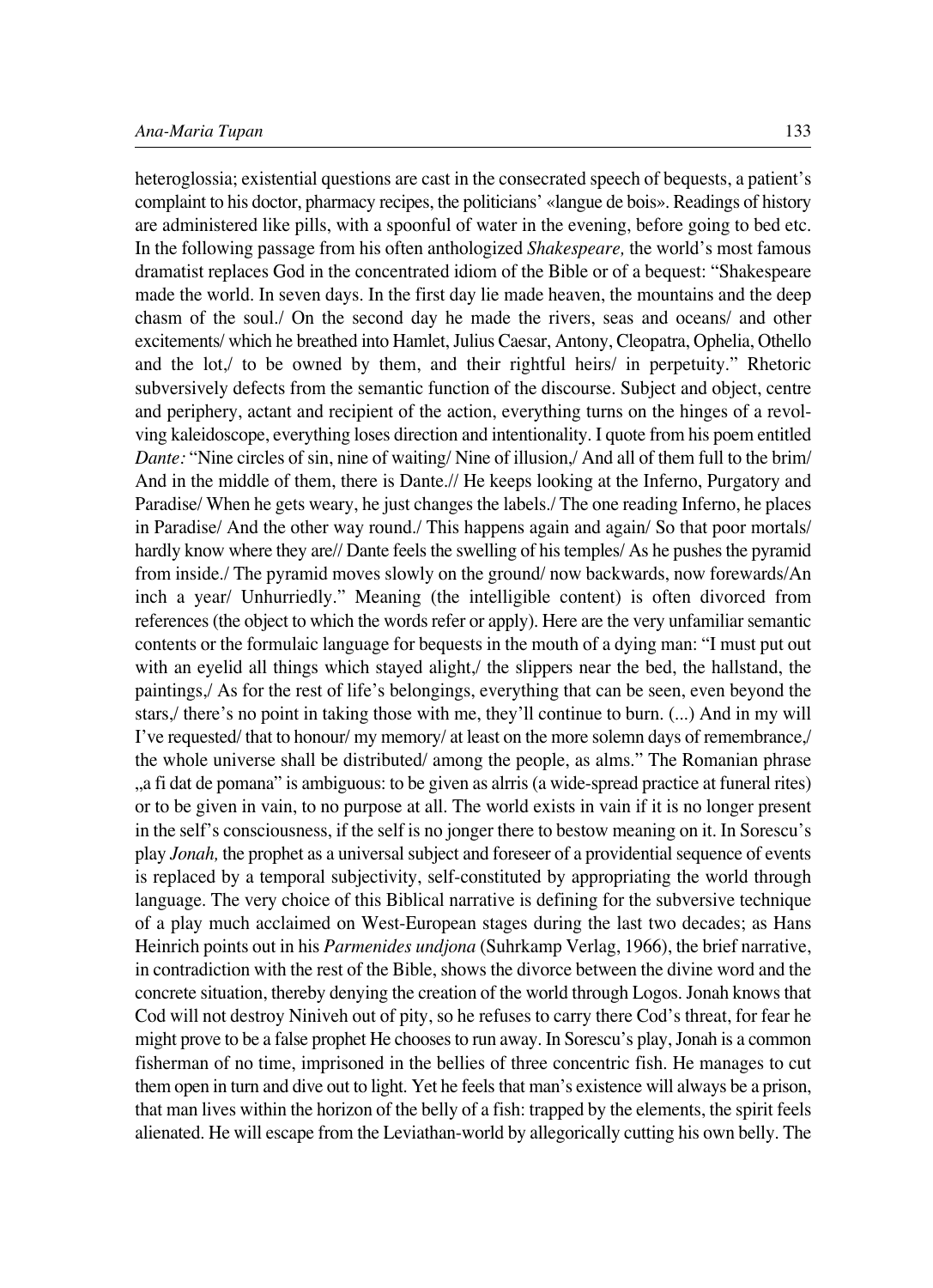heteroglossia; existential questions are cast in the consecrated speech of bequests, a patient's complaint to his doctor, pharmacy recipes, the politicians' «langue de bois». Readings of history are administered like pills, with a spoonful of water in the evening, before going to bed etc. In the following passage from his often anthologized *Shakespeare,* the world's most famous dramatist replaces God in the concentrated idiom of the Bible or of a bequest: "Shakespeare made the world. In seven days. In the first day lie made heaven, the mountains and the deep chasm of the soul./ On the second day he made the rivers, seas and oceans/ and other excitements/ which he breathed into Hamlet, Julius Caesar, Antony, Cleopatra, Ophelia, Othello and the lot,/ to be owned by them, and their rightful heirs/ in perpetuity." Rhetoric subversively defects from the semantic function of the discourse. Subject and object, centre and periphery, actant and recipient of the action, everything turns on the hinges of a revolving kaleidoscope, everything loses direction and intentionality. I quote from his poem entitled *Dante:* "Nine circles of sin, nine of waiting/ Nine of illusion,/ And all of them full to the brim/ And in the middle of them, there is Dante.// He keeps looking at the Inferno, Purgatory and Paradise/ When he gets weary, he just changes the labels./ The one reading Inferno, he places in Paradise/ And the other way round./ This happens again and again/ So that poor mortals/ hardly know where they are// Dante feels the swelling of his temples/ As he pushes the pyramid from inside./ The pyramid moves slowly on the ground/ now backwards, now forewards/An inch a year/ Unhurriedly." Meaning (the intelligible content) is often divorced from references (the object to which the words refer or apply). Here are the very unfamiliar semantic contents or the formulaic language for bequests in the mouth of a dying man: "I must put out with an eyelid all things which stayed alight,/ the slippers near the bed, the hallstand, the paintings,/ As for the rest of life's belongings, everything that can be seen, even beyond the stars,/ there's no point in taking those with me, they'll continue to burn. (...) And in my will I've requested/ that to honour/ my memory/ at least on the more solemn days of remembrance,/ the whole universe shall be distributed/ among the people, as alms." The Romanian phrase „a fi dat de pomana" is ambiguous: to be given as alrris (a wide-spread practice at funeral rites) or to be given in vain, to no purpose at all. The world exists in vain if it is no longer present in the self's consciousness, if the self is no jonger there to bestow meaning on it. In Sorescu's play *Jonah,* the prophet as a universal subject and foreseer of a providential sequence of events is replaced by a temporal subjectivity, self-constituted by appropriating the world through language. The very choice of this Biblical narrative is defining for the subversive technique of a play much acclaimed on West-European stages during the last two decades; as Hans Heinrich points out in his *Parmenides undjona* (Suhrkamp Verlag, 1966), the brief narrative, in contradiction with the rest of the Bible, shows the divorce between the divine word and the concrete situation, thereby denying the creation of the world through Logos. Jonah knows that Cod will not destroy Niniveh out of pity, so he refuses to carry there Cod's threat, for fear he might prove to be a false prophet He chooses to run away. In Sorescu's play, Jonah is a common fisherman of no time, imprisoned in the bellies of three concentric fish. He manages to cut them open in turn and dive out to light. Yet he feels that man's existence will always be a prison, that man lives within the horizon of the belly of a fish: trapped by the elements, the spirit feels alienated. He will escape from the Leviathan-world by allegorically cutting his own belly. The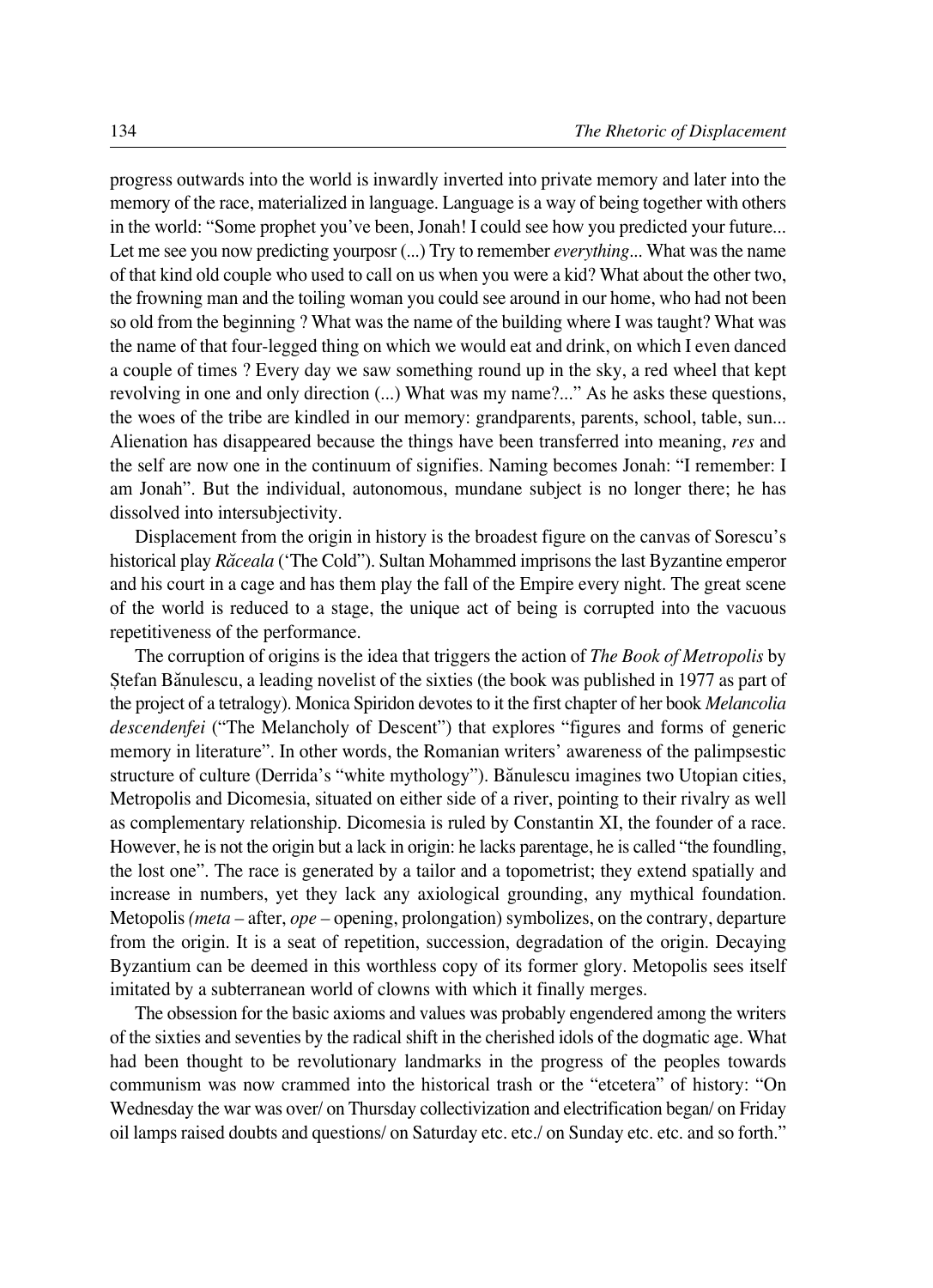progress outwards into the world is inwardly inverted into private memory and later into the memory of the race, materialized in language. Language is a way of being together with others in the world: "Some prophet you've been, Jonah! I could see how you predicted your future... Let me see you now predicting yourposr (...) Try to remember *everything*... What was the name of that kind old couple who used to call on us when you were a kid? What about the other two, the frowning man and the toiling woman you could see around in our home, who had not been so old from the beginning ? What was the name of the building where I was taught? What was the name of that four-legged thing on which we would eat and drink, on which I even danced a couple of times ? Every day we saw something round up in the sky, a red wheel that kept revolving in one and only direction (...) What was my name?..." As he asks these questions, the woes of the tribe are kindled in our memory: grandparents, parents, school, table, sun... Alienation has disappeared because the things have been transferred into meaning, *res* and the self are now one in the continuum of signifies. Naming becomes Jonah: "I remember: I am Jonah". But the individual, autonomous, mundane subject is no longer there; he has dissolved into intersubjectivity.

Displacement from the origin in history is the broadest figure on the canvas of Sorescu's historical play *Răceala* ('The Cold"). Sultan Mohammed imprisons the last Byzantine emperor and his court in a cage and has them play the fall of the Empire every night. The great scene of the world is reduced to a stage, the unique act of being is corrupted into the vacuous repetitiveness of the performance.

The corruption of origins is the idea that triggers the action of *The Book of Metropolis* by Ștefan Bănulescu, a leading novelist of the sixties (the book was published in 1977 as part of the project of a tetralogy). Monica Spiridon devotes to it the first chapter of her book *Melancolia descendenței* ("The Melancholy of Descent") that explores "figures and forms of generic memory in literature". In other words, the Romanian writers' awareness of the palimpsestic structure of culture (Derrida's "white mythology"). Bănulescu imagines two Utopian cities, Metropolis and Dicomesia, situated on either side of a river, pointing to their rivalry as well as complementary relationship. Dicomesia is ruled by Constantin XI, the founder of a race. However, he is not the origin but a lack in origin: he lacks parentage, he is called "the foundling, the lost one". The race is generated by a tailor and a topometrist; they extend spatially and increase in numbers, yet they lack any axiological grounding, any mythical foundation. Metopolis *(meta* – after, *ope* – opening, prolongation) symbolizes, on the contrary, departure from the origin. It is a seat of repetition, succession, degradation of the origin. Decaying Byzantium can be deemed in this worthless copy of its former glory. Metopolis sees itself imitated by a subterranean world of clowns with which it finally merges.

The obsession for the basic axioms and values was probably engendered among the writers of the sixties and seventies by the radical shift in the cherished idols of the dogmatic age. What had been thought to be revolutionary landmarks in the progress of the peoples towards communism was now crammed into the historical trash or the "etcetera" of history: "On Wednesday the war was over/ on Thursday collectivization and electrification began/ on Friday oil lamps raised doubts and questions/ on Saturday etc. etc./ on Sunday etc. etc. and so forth."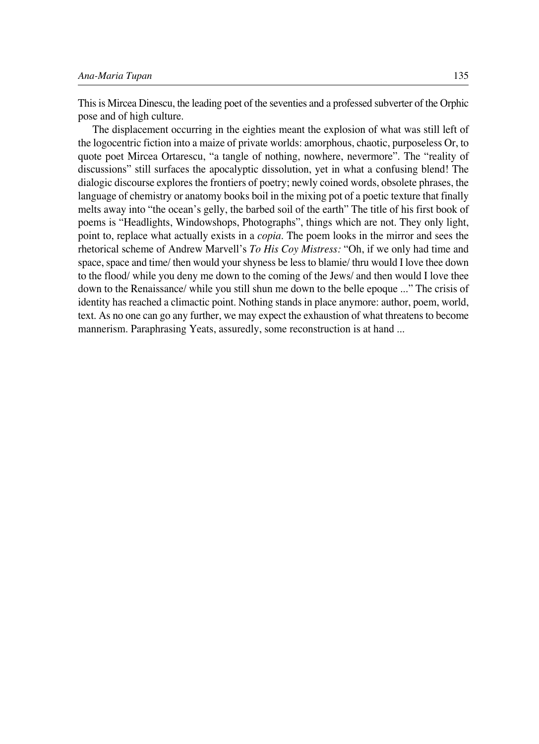This is Mircea Dinescu, the leading poet of the seventies and a professed subverter of the Orphic pose and of high culture.

The displacement occurring in the eighties meant the explosion of what was still left of the logocentric fiction into a maize of private worlds: amorphous, chaotic, purposeless Or, to quote poet Mircea Ortarescu, "a tangle of nothing, nowhere, nevermore". The "reality of discussions" still surfaces the apocalyptic dissolution, yet in what a confusing blend! The dialogic discourse explores the frontiers of poetry; newly coined words, obsolete phrases, the language of chemistry or anatomy books boil in the mixing pot of a poetic texture that finally melts away into "the ocean's gelly, the barbed soil of the earth" The title of his first book of poems is "Headlights, Windowshops, Photographs", things which are not. They only light, point to, replace what actually exists in a *copia*. The poem looks in the mirror and sees the rhetorical scheme of Andrew Marvell's *To His Coy Mistress:* "Oh, if we only had time and space, space and time/ then would your shyness be less to blamie/ thru would I love thee down to the flood/ while you deny me down to the coming of the Jews/ and then would I love thee down to the Renaissance/ while you still shun me down to the belle epoque ..." The crisis of identity has reached a climactic point. Nothing stands in place anymore: author, poem, world, text. As no one can go any further, we may expect the exhaustion of what threatens to become mannerism. Paraphrasing Yeats, assuredly, some reconstruction is at hand ...